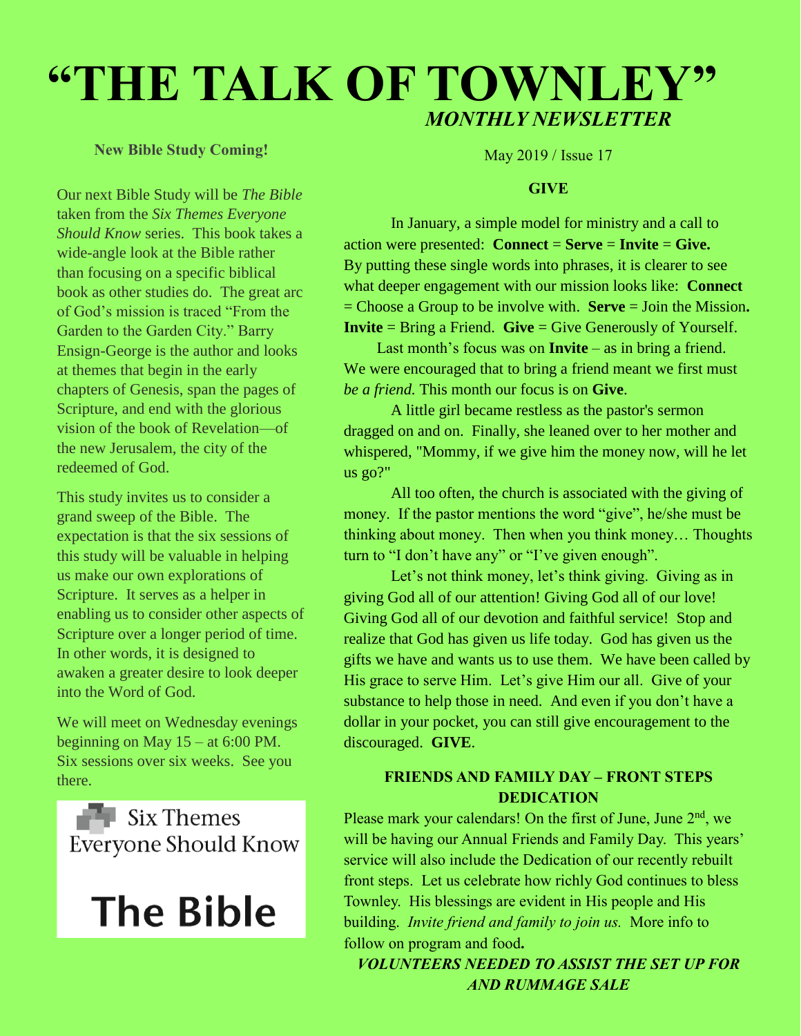# "THE TALK OF TOWNLEY"

***MONTHLY NEWSLETTER***

May 2019 / Issue 17

### New Bible Study Coming!

Our next Bible Study will be *The Bible* taken from the *Six Themes Everyone Should Know* series. This book takes a wide-angle look at the Bible rather than focusing on a specific biblical book as other studies do. The great arc of God's mission is traced "From the Garden to the Garden City." Barry Ensign-George is the author and looks at themes that begin in the early chapters of Genesis, span the pages of Scripture, and end with the glorious vision of the book of Revelation—of the new Jerusalem, the city of the redeemed of God.

This study invites us to consider a grand sweep of the Bible. The expectation is that the six sessions of this study will be valuable in helping us make our own explorations of Scripture. It serves as a helper in enabling us to consider other aspects of Scripture over a longer period of time. In other words, it is designed to awaken a greater desire to look deeper into the Word of God.

We will meet on Wednesday evenings beginning on May 15 – at 6:00 PM. Six sessions over six weeks. See you there.

Six Themes Everyone Should Know

**The Bible**

### GIVE

In January, a simple model for ministry and a call to action were presented: **Connect** = **Serve** = **Invite** = **Give.** By putting these single words into phrases, it is clearer to see what deeper engagement with our mission looks like: **Connect** = Choose a Group to be involve with. **Serve** = Join the Mission**.** **Invite** = Bring a Friend. **Give** = Give Generously of Yourself.

Last month's focus was on **Invite** – as in bring a friend. We were encouraged that to bring a friend meant we first must *be a friend.* This month our focus is on **Give**.

A little girl became restless as the pastor's sermon dragged on and on. Finally, she leaned over to her mother and whispered, "Mommy, if we give him the money now, will he let us go?"

All too often, the church is associated with the giving of money. If the pastor mentions the word "give", he/she must be thinking about money. Then when you think money… Thoughts turn to "I don't have any" or "I've given enough".

Let's not think money, let's think giving. Giving as in giving God all of our attention! Giving God all of our love! Giving God all of our devotion and faithful service! Stop and realize that God has given us life today. God has given us the gifts we have and wants us to use them. We have been called by His grace to serve Him. Let's give Him our all. Give of your substance to help those in need. And even if you don't have a dollar in your pocket, you can still give encouragement to the discouraged. **GIVE**.

### FRIENDS AND FAMILY DAY – FRONT STEPS DEDICATION

Please mark your calendars! On the first of June, June 2nd, we will be having our Annual Friends and Family Day. This years' service will also include the Dedication of our recently rebuilt front steps. Let us celebrate how richly God continues to bless Townley. His blessings are evident in His people and His building. *Invite friend and family to join us.* More info to follow on program and food**.**

***VOLUNTEERS NEEDED TO ASSIST THE SET UP FOR AND RUMMAGE SALE***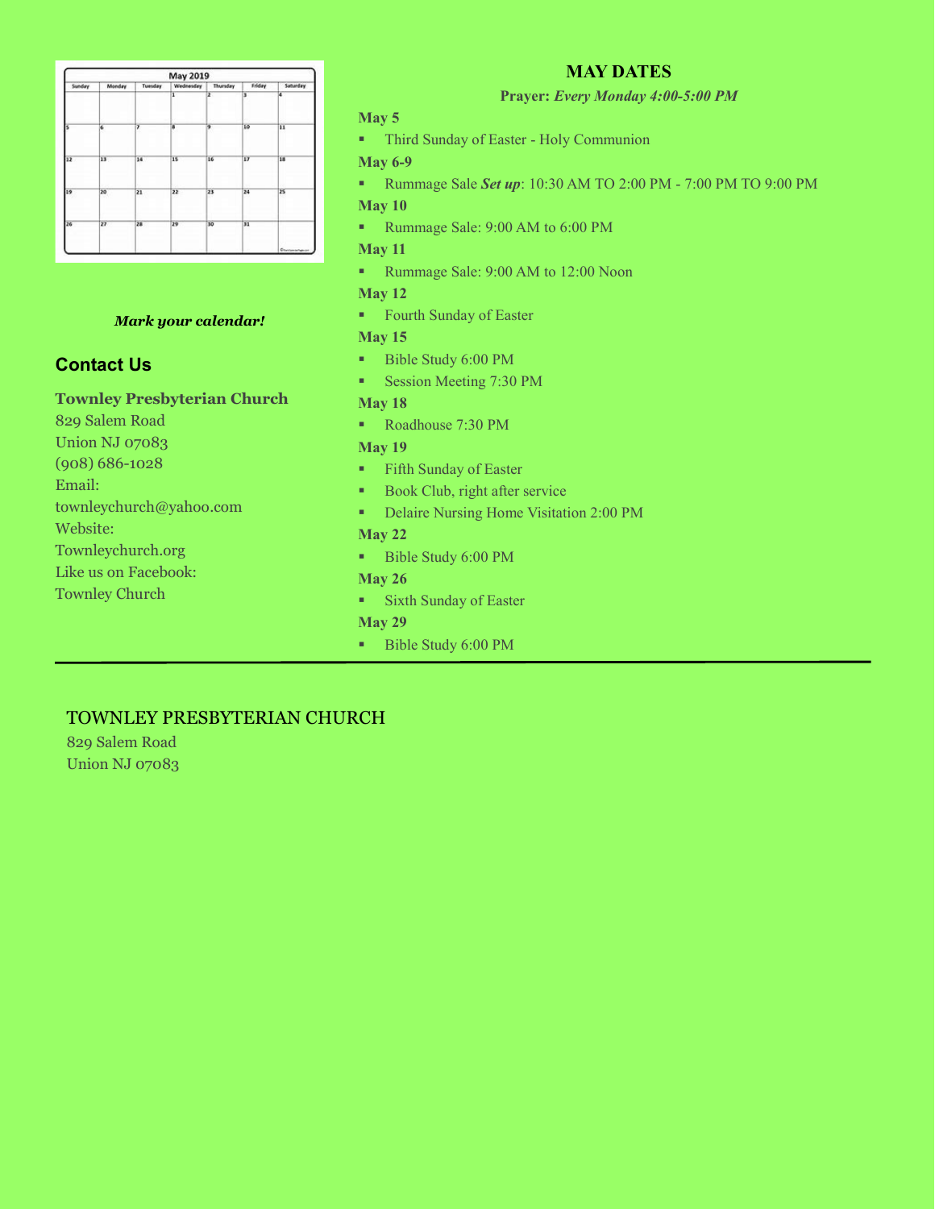*Mark your calendar!*

## Contact Us

**Townley Presbyterian Church**
829 Salem Road
Union NJ 07083
(908) 686-1028
Email:
townleychurch@yahoo.com
Website:
Townleychurch.org
Like us on Facebook:
Townley Church

## MAY DATES

**Prayer:** ***Every Monday 4:00-5:00 PM***

**May 5**

- Third Sunday of Easter - Holy Communion

**May 6-9**

- Rummage Sale ***Set up***: 10:30 AM TO 2:00 PM - 7:00 PM TO 9:00 PM

**May 10**

- Rummage Sale: 9:00 AM to 6:00 PM

**May 11**

- Rummage Sale: 9:00 AM to 12:00 Noon

**May 12**

- Fourth Sunday of Easter

**May 15**

- Bible Study 6:00 PM
- Session Meeting 7:30 PM

**May 18**

- Roadhouse 7:30 PM

**May 19**

- Fifth Sunday of Easter
- Book Club, right after service
- Delaire Nursing Home Visitation 2:00 PM

**May 22**

- Bible Study 6:00 PM

**May 26**

- Sixth Sunday of Easter

**May 29**

- Bible Study 6:00 PM

---

TOWNLEY PRESBYTERIAN CHURCH
829 Salem Road
Union NJ 07083